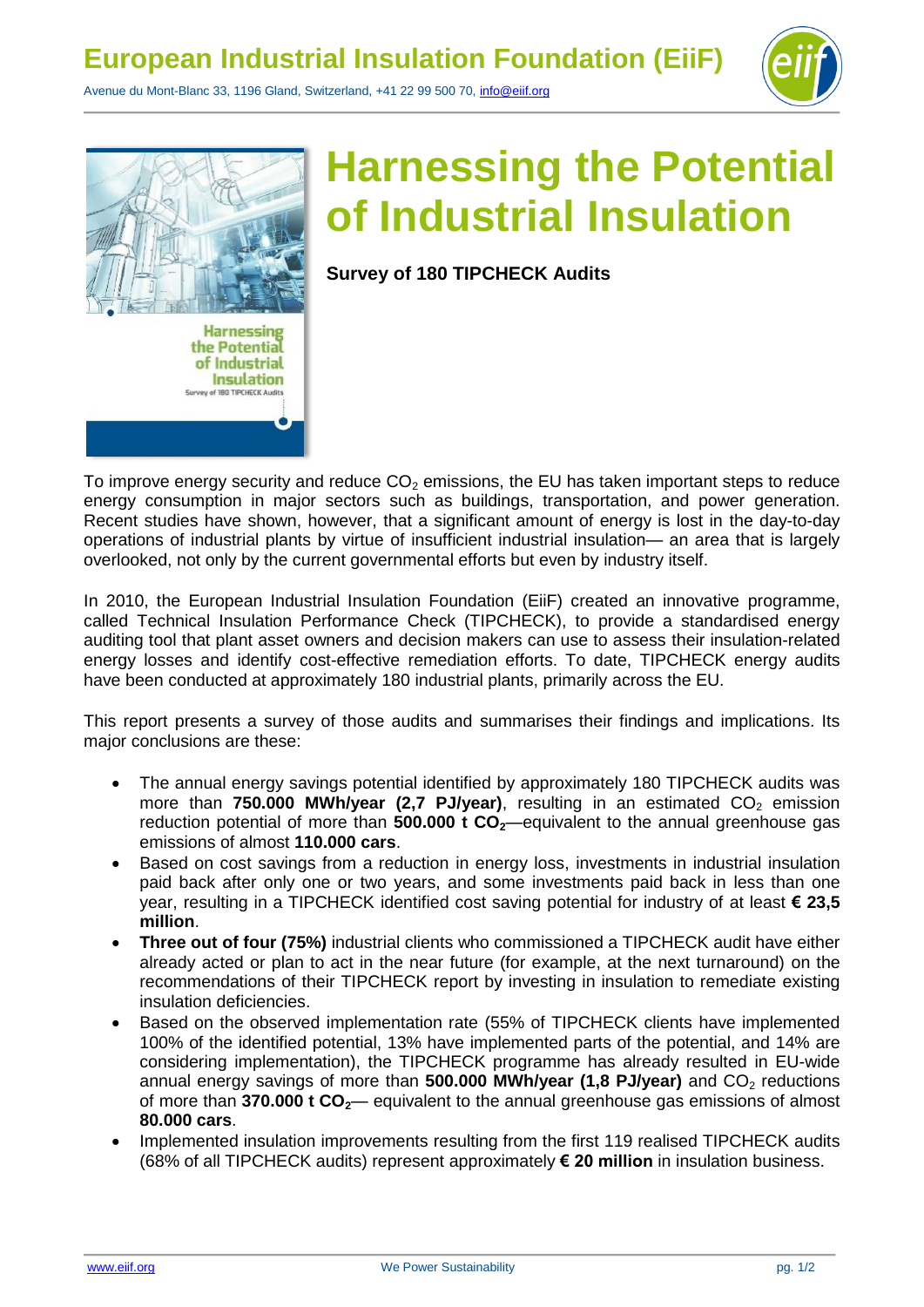# European Industrial Insulation Foundation (EiiF)

Avenue du Mont-Blanc 33, 1196 Gland, Switzerland, +41 22 99 500 70, info@eiif.org

# Harnessing the Potential of Industrial Insulation

**Survey of 180 TIPCHECK Audits**

To improve energy security and reduce $CO_2$ emissions, the EU has taken important steps to reduce energy consumption in major sectors such as buildings, transportation, and power generation. Recent studies have shown, however, that a significant amount of energy is lost in the day-to-day operations of industrial plants by virtue of insufficient industrial insulation— an area that is largely overlooked, not only by the current governmental efforts but even by industry itself.

In 2010, the European Industrial Insulation Foundation (EiiF) created an innovative programme, called Technical Insulation Performance Check (TIPCHECK), to provide a standardised energy auditing tool that plant asset owners and decision makers can use to assess their insulation-related energy losses and identify cost-effective remediation efforts. To date, TIPCHECK energy audits have been conducted at approximately 180 industrial plants, primarily across the EU.

This report presents a survey of those audits and summarises their findings and implications. Its major conclusions are these:

- The annual energy savings potential identified by approximately 180 TIPCHECK audits was more than **750.000 MWh/year (2,7 PJ/year)**, resulting in an estimated $CO_2$ emission reduction potential of more than **500.000 t $CO_2$**—equivalent to the annual greenhouse gas emissions of almost **110.000 cars**.
- Based on cost savings from a reduction in energy loss, investments in industrial insulation paid back after only one or two years, and some investments paid back in less than one year, resulting in a TIPCHECK identified cost saving potential for industry of at least **€ 23,5 million**.
- **Three out of four (75%)** industrial clients who commissioned a TIPCHECK audit have either already acted or plan to act in the near future (for example, at the next turnaround) on the recommendations of their TIPCHECK report by investing in insulation to remediate existing insulation deficiencies.
- Based on the observed implementation rate (55% of TIPCHECK clients have implemented 100% of the identified potential, 13% have implemented parts of the potential, and 14% are considering implementation), the TIPCHECK programme has already resulted in EU-wide annual energy savings of more than **500.000 MWh/year (1,8 PJ/year)** and $CO_2$ reductions of more than **370.000 t $CO_2$**— equivalent to the annual greenhouse gas emissions of almost **80.000 cars**.
- Implemented insulation improvements resulting from the first 119 realised TIPCHECK audits (68% of all TIPCHECK audits) represent approximately **€ 20 million** in insulation business.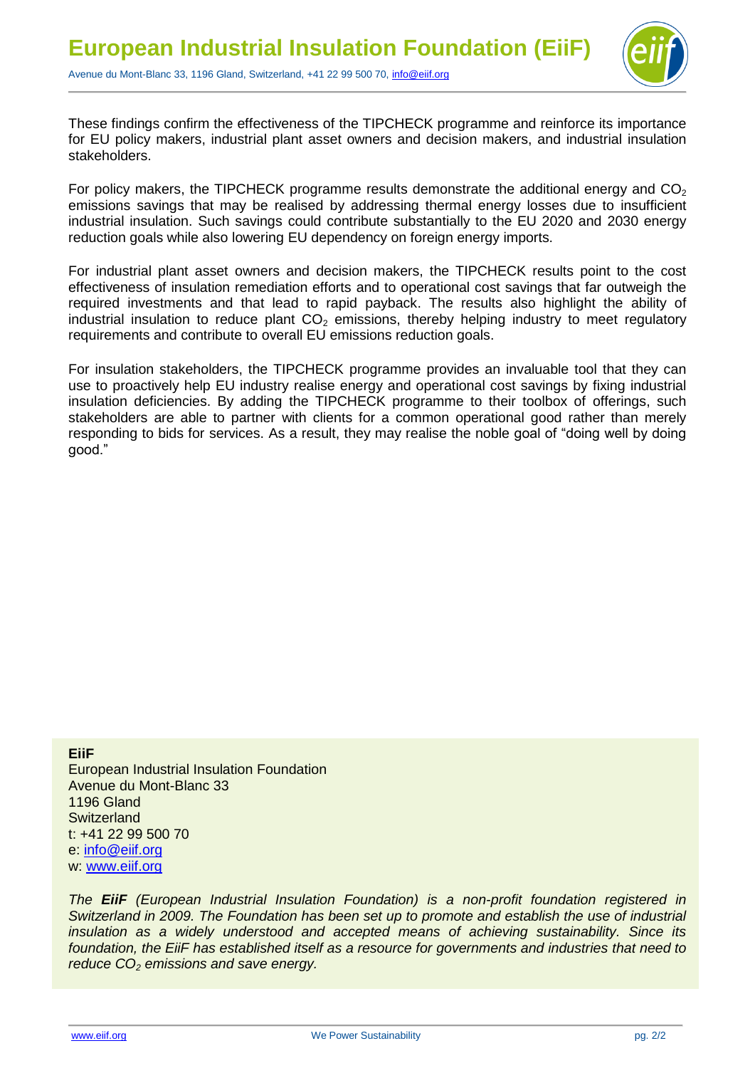These findings confirm the effectiveness of the TIPCHECK programme and reinforce its importance for EU policy makers, industrial plant asset owners and decision makers, and industrial insulation stakeholders.

For policy makers, the TIPCHECK programme results demonstrate the additional energy and $CO_2$ emissions savings that may be realised by addressing thermal energy losses due to insufficient industrial insulation. Such savings could contribute substantially to the EU 2020 and 2030 energy reduction goals while also lowering EU dependency on foreign energy imports.

For industrial plant asset owners and decision makers, the TIPCHECK results point to the cost effectiveness of insulation remediation efforts and to operational cost savings that far outweigh the required investments and that lead to rapid payback. The results also highlight the ability of industrial insulation to reduce plant $CO_2$ emissions, thereby helping industry to meet regulatory requirements and contribute to overall EU emissions reduction goals.

For insulation stakeholders, the TIPCHECK programme provides an invaluable tool that they can use to proactively help EU industry realise energy and operational cost savings by fixing industrial insulation deficiencies. By adding the TIPCHECK programme to their toolbox of offerings, such stakeholders are able to partner with clients for a common operational good rather than merely responding to bids for services. As a result, they may realise the noble goal of "doing well by doing good."

**EiiF**
European Industrial Insulation Foundation
Avenue du Mont-Blanc 33
1196 Gland
Switzerland
t: +41 22 99 500 70
e: info@eiif.org
w: www.eiif.org

*The **EiiF** (European Industrial Insulation Foundation) is a non-profit foundation registered in Switzerland in 2009. The Foundation has been set up to promote and establish the use of industrial insulation as a widely understood and accepted means of achieving sustainability. Since its foundation, the EiiF has established itself as a resource for governments and industries that need to reduce $CO_2$ emissions and save energy.*